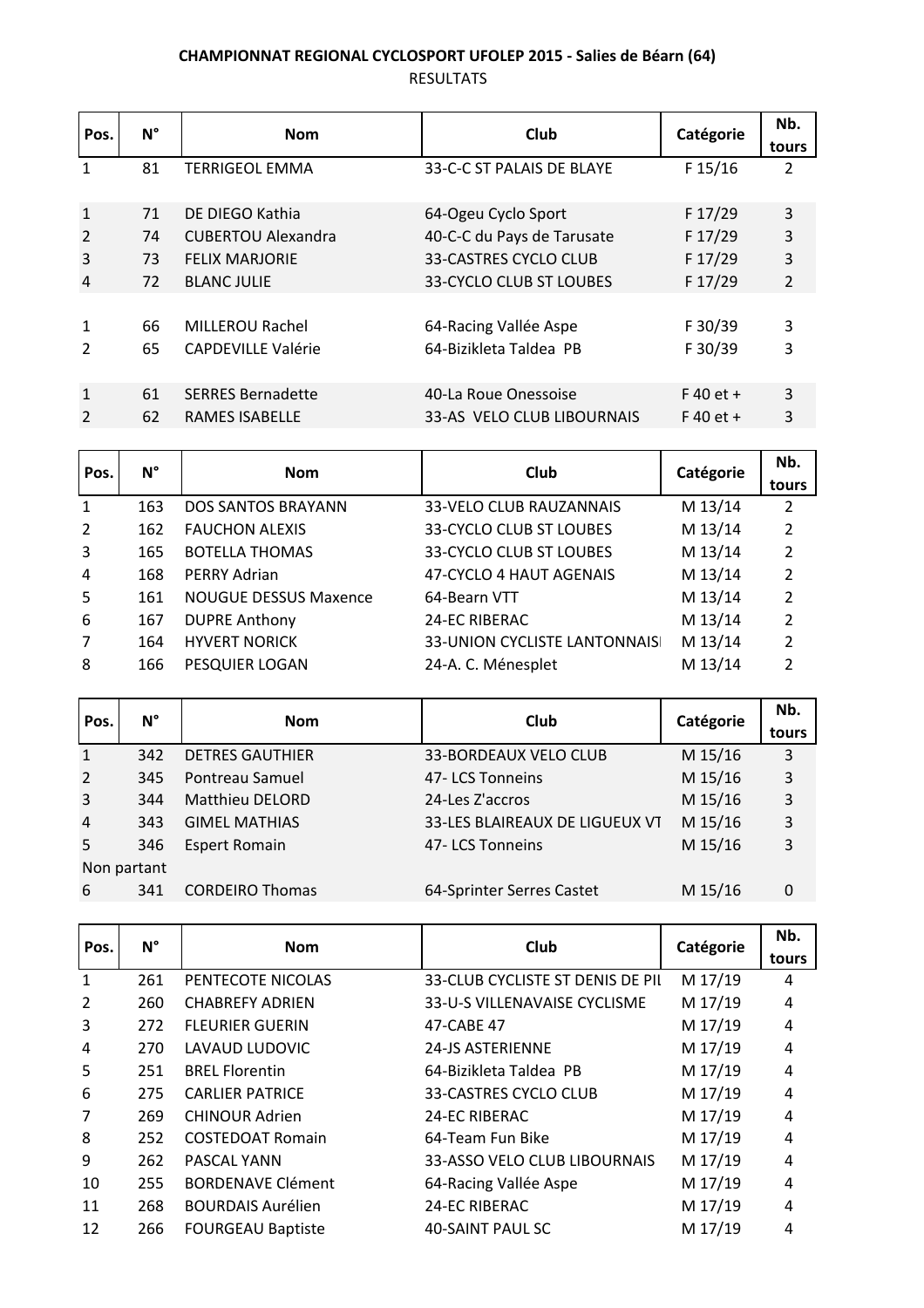**CHAMPIONNAT REGIONAL CYCLOSPORT UFOLEP 2015 - Salies de Béarn (64)**

RESULTATS

| Pos. | N° | Nom | Club | Catégorie | Nb. tours |
|---|---|---|---|---|---|
| 1 | 81 | TERRIGEOL EMMA | 33-C-C ST PALAIS DE BLAYE | F 15/16 | 2 |
| | | | | | |
| 1 | 71 | DE DIEGO Kathia | 64-Ogeu Cyclo Sport | F 17/29 | 3 |
| 2 | 74 | CUBERTOU Alexandra | 40-C-C du Pays de Tarusate | F 17/29 | 3 |
| 3 | 73 | FELIX MARJORIE | 33-CASTRES CYCLO CLUB | F 17/29 | 3 |
| 4 | 72 | BLANC JULIE | 33-CYCLO CLUB ST LOUBES | F 17/29 | 2 |
| | | | | | |
| 1 | 66 | MILLEROU Rachel | 64-Racing Vallée Aspe | F 30/39 | 3 |
| 2 | 65 | CAPDEVILLE Valérie | 64-Bizikleta Taldea PB | F 30/39 | 3 |
| | | | | | |
| 1 | 61 | SERRES Bernadette | 40-La Roue Onessoise | F 40 et + | 3 |
| 2 | 62 | RAMES ISABELLE | 33-AS VELO CLUB LIBOURNAIS | F 40 et + | 3 |

| Pos. | N° | Nom | Club | Catégorie | Nb. tours |
|---|---|---|---|---|---|
| 1 | 163 | DOS SANTOS BRAYANN | 33-VELO CLUB RAUZANNAIS | M 13/14 | 2 |
| 2 | 162 | FAUCHON ALEXIS | 33-CYCLO CLUB ST LOUBES | M 13/14 | 2 |
| 3 | 165 | BOTELLA THOMAS | 33-CYCLO CLUB ST LOUBES | M 13/14 | 2 |
| 4 | 168 | PERRY Adrian | 47-CYCLO 4 HAUT AGENAIS | M 13/14 | 2 |
| 5 | 161 | NOUGUE DESSUS Maxence | 64-Bearn VTT | M 13/14 | 2 |
| 6 | 167 | DUPRE Anthony | 24-EC RIBERAC | M 13/14 | 2 |
| 7 | 164 | HYVERT NORICK | 33-UNION CYCLISTE LANTONNAIS | M 13/14 | 2 |
| 8 | 166 | PESQUIER LOGAN | 24-A. C. Ménesplet | M 13/14 | 2 |

| Pos. | N° | Nom | Club | Catégorie | Nb. tours |
|---|---|---|---|---|---|
| 1 | 342 | DETRES GAUTHIER | 33-BORDEAUX VELO CLUB | M 15/16 | 3 |
| 2 | 345 | Pontreau Samuel | 47- LCS Tonneins | M 15/16 | 3 |
| 3 | 344 | Matthieu DELORD | 24-Les Z'accros | M 15/16 | 3 |
| 4 | 343 | GIMEL MATHIAS | 33-LES BLAIREAUX DE LIGUEUX VT | M 15/16 | 3 |
| 5 | 346 | Espert Romain | 47- LCS Tonneins | M 15/16 | 3 |
| Non partant | | | | | |
| 6 | 341 | CORDEIRO Thomas | 64-Sprinter Serres Castet | M 15/16 | 0 |

| Pos. | N° | Nom | Club | Catégorie | Nb. tours |
|---|---|---|---|---|---|
| 1 | 261 | PENTECOTE NICOLAS | 33-CLUB CYCLISTE ST DENIS DE PIL | M 17/19 | 4 |
| 2 | 260 | CHABREFY ADRIEN | 33-U-S VILLENAVAISE CYCLISME | M 17/19 | 4 |
| 3 | 272 | FLEURIER GUERIN | 47-CABE 47 | M 17/19 | 4 |
| 4 | 270 | LAVAUD LUDOVIC | 24-JS ASTERIENNE | M 17/19 | 4 |
| 5 | 251 | BREL Florentin | 64-Bizikleta Taldea PB | M 17/19 | 4 |
| 6 | 275 | CARLIER PATRICE | 33-CASTRES CYCLO CLUB | M 17/19 | 4 |
| 7 | 269 | CHINOUR Adrien | 24-EC RIBERAC | M 17/19 | 4 |
| 8 | 252 | COSTEDOAT Romain | 64-Team Fun Bike | M 17/19 | 4 |
| 9 | 262 | PASCAL YANN | 33-ASSO VELO CLUB LIBOURNAIS | M 17/19 | 4 |
| 10 | 255 | BORDENAVE Clément | 64-Racing Vallée Aspe | M 17/19 | 4 |
| 11 | 268 | BOURDAIS Aurélien | 24-EC RIBERAC | M 17/19 | 4 |
| 12 | 266 | FOURGEAU Baptiste | 40-SAINT PAUL SC | M 17/19 | 4 |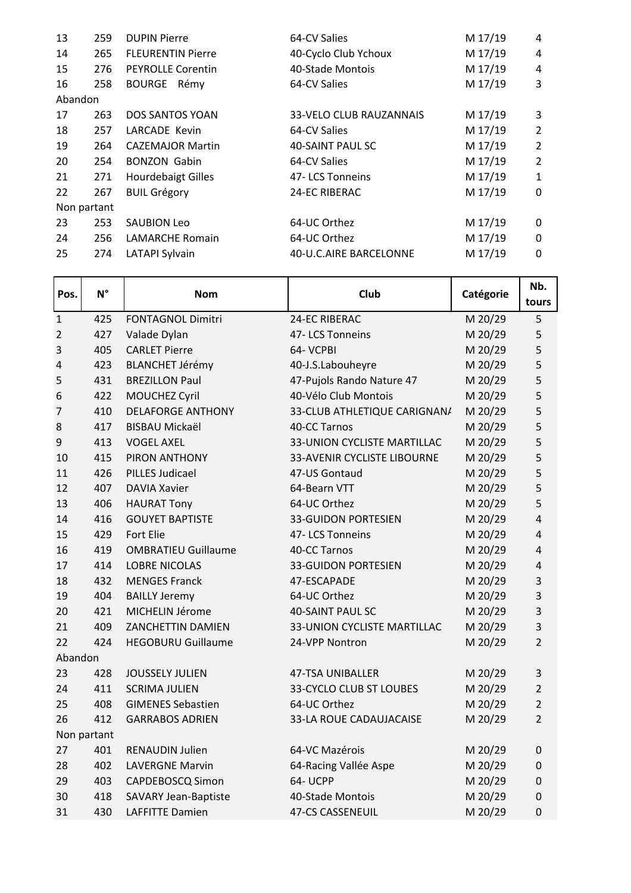| | | | | | |
|---|---|---|---|---|---|
| 13 | 259 | DUPIN Pierre | 64-CV Salies | M 17/19 | 4 |
| 14 | 265 | FLEURENTIN Pierre | 40-Cyclo Club Ychoux | M 17/19 | 4 |
| 15 | 276 | PEYROLLE Corentin | 40-Stade Montois | M 17/19 | 4 |
| 16 | 258 | BOURGE Rémy | 64-CV Salies | M 17/19 | 3 |
| Abandon | | | | | |
| 17 | 263 | DOS SANTOS YOAN | 33-VELO CLUB RAUZANNAIS | M 17/19 | 3 |
| 18 | 257 | LARCADE Kevin | 64-CV Salies | M 17/19 | 2 |
| 19 | 264 | CAZEMAJOR Martin | 40-SAINT PAUL SC | M 17/19 | 2 |
| 20 | 254 | BONZON Gabin | 64-CV Salies | M 17/19 | 2 |
| 21 | 271 | Hourdebaigt Gilles | 47- LCS Tonneins | M 17/19 | 1 |
| 22 | 267 | BUIL Grégory | 24-EC RIBERAC | M 17/19 | 0 |
| Non partant | | | | | |
| 23 | 253 | SAUBION Leo | 64-UC Orthez | M 17/19 | 0 |
| 24 | 256 | LAMARCHE Romain | 64-UC Orthez | M 17/19 | 0 |
| 25 | 274 | LATAPI Sylvain | 40-U.C.AIRE BARCELONNE | M 17/19 | 0 |

| Pos. | N° | Nom | Club | Catégorie | Nb. tours |
|---|---|---|---|---|---|
| 1 | 425 | FONTAGNOL Dimitri | 24-EC RIBERAC | M 20/29 | 5 |
| 2 | 427 | Valade Dylan | 47- LCS Tonneins | M 20/29 | 5 |
| 3 | 405 | CARLET Pierre | 64- VCPBI | M 20/29 | 5 |
| 4 | 423 | BLANCHET Jérémy | 40-J.S.Labouheyre | M 20/29 | 5 |
| 5 | 431 | BREZILLON Paul | 47-Pujols Rando Nature 47 | M 20/29 | 5 |
| 6 | 422 | MOUCHEZ Cyril | 40-Vélo Club Montois | M 20/29 | 5 |
| 7 | 410 | DELAFORGE ANTHONY | 33-CLUB ATHLETIQUE CARIGNAN/ | M 20/29 | 5 |
| 8 | 417 | BISBAU Mickaël | 40-CC Tarnos | M 20/29 | 5 |
| 9 | 413 | VOGEL AXEL | 33-UNION CYCLISTE MARTILLAC | M 20/29 | 5 |
| 10 | 415 | PIRON ANTHONY | 33-AVENIR CYCLISTE LIBOURNE | M 20/29 | 5 |
| 11 | 426 | PILLES Judicael | 47-US Gontaud | M 20/29 | 5 |
| 12 | 407 | DAVIA Xavier | 64-Bearn VTT | M 20/29 | 5 |
| 13 | 406 | HAURAT Tony | 64-UC Orthez | M 20/29 | 5 |
| 14 | 416 | GOUYET BAPTISTE | 33-GUIDON PORTESIEN | M 20/29 | 4 |
| 15 | 429 | Fort Elie | 47- LCS Tonneins | M 20/29 | 4 |
| 16 | 419 | OMBRATIEU Guillaume | 40-CC Tarnos | M 20/29 | 4 |
| 17 | 414 | LOBRE NICOLAS | 33-GUIDON PORTESIEN | M 20/29 | 4 |
| 18 | 432 | MENGES Franck | 47-ESCAPADE | M 20/29 | 3 |
| 19 | 404 | BAILLY Jeremy | 64-UC Orthez | M 20/29 | 3 |
| 20 | 421 | MICHELIN Jérome | 40-SAINT PAUL SC | M 20/29 | 3 |
| 21 | 409 | ZANCHETTIN DAMIEN | 33-UNION CYCLISTE MARTILLAC | M 20/29 | 3 |
| 22 | 424 | HEGOBURU Guillaume | 24-VPP Nontron | M 20/29 | 2 |
| Abandon | | | | | |
| 23 | 428 | JOUSSELY JULIEN | 47-TSA UNIBALLER | M 20/29 | 3 |
| 24 | 411 | SCRIMA JULIEN | 33-CYCLO CLUB ST LOUBES | M 20/29 | 2 |
| 25 | 408 | GIMENES Sebastien | 64-UC Orthez | M 20/29 | 2 |
| 26 | 412 | GARRABOS ADRIEN | 33-LA ROUE CADAUJACAISE | M 20/29 | 2 |
| Non partant | | | | | |
| 27 | 401 | RENAUDIN Julien | 64-VC Mazérois | M 20/29 | 0 |
| 28 | 402 | LAVERGNE Marvin | 64-Racing Vallée Aspe | M 20/29 | 0 |
| 29 | 403 | CAPDEBOSCQ Simon | 64- UCPP | M 20/29 | 0 |
| 30 | 418 | SAVARY Jean-Baptiste | 40-Stade Montois | M 20/29 | 0 |
| 31 | 430 | LAFFITTE Damien | 47-CS CASSENEUIL | M 20/29 | 0 |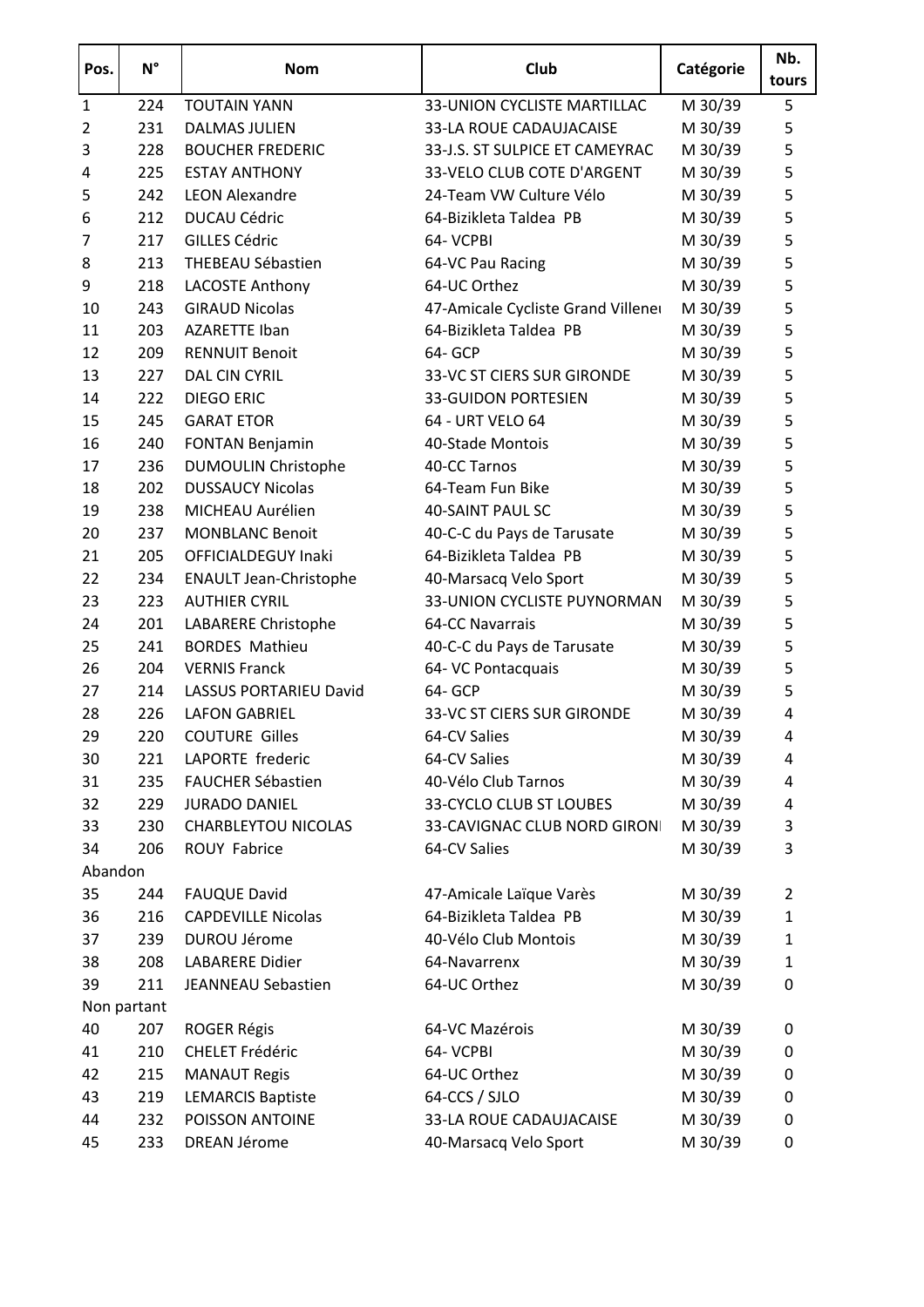| Pos. | N° | Nom | Club | Catégorie | Nb. tours |
|---|---|---|---|---|---|
| 1 | 224 | TOUTAIN YANN | 33-UNION CYCLISTE MARTILLAC | M 30/39 | 5 |
| 2 | 231 | DALMAS JULIEN | 33-LA ROUE CADAUJACAISE | M 30/39 | 5 |
| 3 | 228 | BOUCHER FREDERIC | 33-J.S. ST SULPICE ET CAMEYRAC | M 30/39 | 5 |
| 4 | 225 | ESTAY ANTHONY | 33-VELO CLUB COTE D'ARGENT | M 30/39 | 5 |
| 5 | 242 | LEON Alexandre | 24-Team VW Culture Vélo | M 30/39 | 5 |
| 6 | 212 | DUCAU Cédric | 64-Bizikleta Taldea PB | M 30/39 | 5 |
| 7 | 217 | GILLES Cédric | 64- VCPBI | M 30/39 | 5 |
| 8 | 213 | THEBEAU Sébastien | 64-VC Pau Racing | M 30/39 | 5 |
| 9 | 218 | LACOSTE Anthony | 64-UC Orthez | M 30/39 | 5 |
| 10 | 243 | GIRAUD Nicolas | 47-Amicale Cycliste Grand Villeneı | M 30/39 | 5 |
| 11 | 203 | AZARETTE Iban | 64-Bizikleta Taldea PB | M 30/39 | 5 |
| 12 | 209 | RENNUIT Benoit | 64- GCP | M 30/39 | 5 |
| 13 | 227 | DAL CIN CYRIL | 33-VC ST CIERS SUR GIRONDE | M 30/39 | 5 |
| 14 | 222 | DIEGO ERIC | 33-GUIDON PORTESIEN | M 30/39 | 5 |
| 15 | 245 | GARAT ETOR | 64 - URT VELO 64 | M 30/39 | 5 |
| 16 | 240 | FONTAN Benjamin | 40-Stade Montois | M 30/39 | 5 |
| 17 | 236 | DUMOULIN Christophe | 40-CC Tarnos | M 30/39 | 5 |
| 18 | 202 | DUSSAUCY Nicolas | 64-Team Fun Bike | M 30/39 | 5 |
| 19 | 238 | MICHEAU Aurélien | 40-SAINT PAUL SC | M 30/39 | 5 |
| 20 | 237 | MONBLANC Benoit | 40-C-C du Pays de Tarusate | M 30/39 | 5 |
| 21 | 205 | OFFICIALDEGUY Inaki | 64-Bizikleta Taldea PB | M 30/39 | 5 |
| 22 | 234 | ENAULT Jean-Christophe | 40-Marsacq Velo Sport | M 30/39 | 5 |
| 23 | 223 | AUTHIER CYRIL | 33-UNION CYCLISTE PUYNORMAN | M 30/39 | 5 |
| 24 | 201 | LABARERE Christophe | 64-CC Navarrais | M 30/39 | 5 |
| 25 | 241 | BORDES Mathieu | 40-C-C du Pays de Tarusate | M 30/39 | 5 |
| 26 | 204 | VERNIS Franck | 64- VC Pontacquais | M 30/39 | 5 |
| 27 | 214 | LASSUS PORTARIEU David | 64- GCP | M 30/39 | 5 |
| 28 | 226 | LAFON GABRIEL | 33-VC ST CIERS SUR GIRONDE | M 30/39 | 4 |
| 29 | 220 | COUTURE Gilles | 64-CV Salies | M 30/39 | 4 |
| 30 | 221 | LAPORTE frederic | 64-CV Salies | M 30/39 | 4 |
| 31 | 235 | FAUCHER Sébastien | 40-Vélo Club Tarnos | M 30/39 | 4 |
| 32 | 229 | JURADO DANIEL | 33-CYCLO CLUB ST LOUBES | M 30/39 | 4 |
| 33 | 230 | CHARBLEYTOU NICOLAS | 33-CAVIGNAC CLUB NORD GIRONI | M 30/39 | 3 |
| 34 | 206 | ROUY Fabrice | 64-CV Salies | M 30/39 | 3 |
| Abandon | | | | | |
| 35 | 244 | FAUQUE David | 47-Amicale Laïque Varès | M 30/39 | 2 |
| 36 | 216 | CAPDEVILLE Nicolas | 64-Bizikleta Taldea PB | M 30/39 | 1 |
| 37 | 239 | DUROU Jérome | 40-Vélo Club Montois | M 30/39 | 1 |
| 38 | 208 | LABARERE Didier | 64-Navarrenx | M 30/39 | 1 |
| 39 | 211 | JEANNEAU Sebastien | 64-UC Orthez | M 30/39 | 0 |
| Non partant | | | | | |
| 40 | 207 | ROGER Régis | 64-VC Mazérois | M 30/39 | 0 |
| 41 | 210 | CHELET Frédéric | 64- VCPBI | M 30/39 | 0 |
| 42 | 215 | MANAUT Regis | 64-UC Orthez | M 30/39 | 0 |
| 43 | 219 | LEMARCIS Baptiste | 64-CCS / SJLO | M 30/39 | 0 |
| 44 | 232 | POISSON ANTOINE | 33-LA ROUE CADAUJACAISE | M 30/39 | 0 |
| 45 | 233 | DREAN Jérome | 40-Marsacq Velo Sport | M 30/39 | 0 |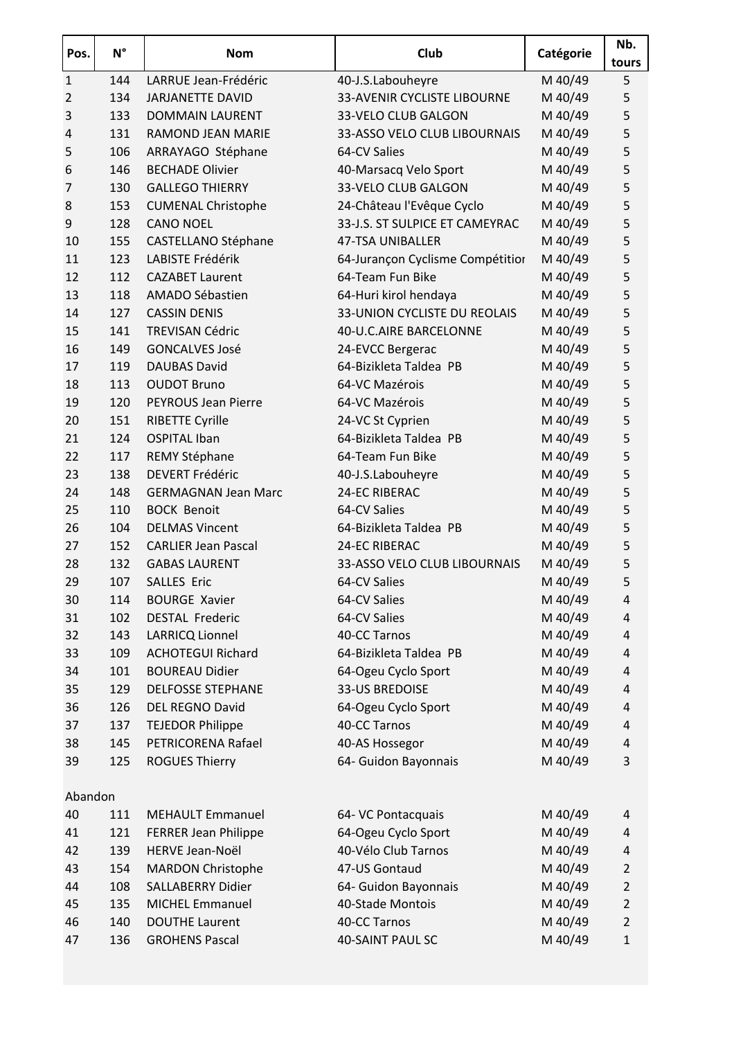| Pos. | N° | Nom | Club | Catégorie | Nb. tours |
|---|---|---|---|---|---|
| 1 | 144 | LARRUE Jean-Frédéric | 40-J.S.Labouheyre | M 40/49 | 5 |
| 2 | 134 | JARJANETTE DAVID | 33-AVENIR CYCLISTE LIBOURNE | M 40/49 | 5 |
| 3 | 133 | DOMMAIN LAURENT | 33-VELO CLUB GALGON | M 40/49 | 5 |
| 4 | 131 | RAMOND JEAN MARIE | 33-ASSO VELO CLUB LIBOURNAIS | M 40/49 | 5 |
| 5 | 106 | ARRAYAGO Stéphane | 64-CV Salies | M 40/49 | 5 |
| 6 | 146 | BECHADE Olivier | 40-Marsacq Velo Sport | M 40/49 | 5 |
| 7 | 130 | GALLEGO THIERRY | 33-VELO CLUB GALGON | M 40/49 | 5 |
| 8 | 153 | CUMENAL Christophe | 24-Château l'Evêque Cyclo | M 40/49 | 5 |
| 9 | 128 | CANO NOEL | 33-J.S. ST SULPICE ET CAMEYRAC | M 40/49 | 5 |
| 10 | 155 | CASTELLANO Stéphane | 47-TSA UNIBALLER | M 40/49 | 5 |
| 11 | 123 | LABISTE Frédérik | 64-Jurançon Cyclisme Compétitior | M 40/49 | 5 |
| 12 | 112 | CAZABET Laurent | 64-Team Fun Bike | M 40/49 | 5 |
| 13 | 118 | AMADO Sébastien | 64-Huri kirol hendaya | M 40/49 | 5 |
| 14 | 127 | CASSIN DENIS | 33-UNION CYCLISTE DU REOLAIS | M 40/49 | 5 |
| 15 | 141 | TREVISAN Cédric | 40-U.C.AIRE BARCELONNE | M 40/49 | 5 |
| 16 | 149 | GONCALVES José | 24-EVCC Bergerac | M 40/49 | 5 |
| 17 | 119 | DAUBAS David | 64-Bizikleta Taldea PB | M 40/49 | 5 |
| 18 | 113 | OUDOT Bruno | 64-VC Mazérois | M 40/49 | 5 |
| 19 | 120 | PEYROUS Jean Pierre | 64-VC Mazérois | M 40/49 | 5 |
| 20 | 151 | RIBETTE Cyrille | 24-VC St Cyprien | M 40/49 | 5 |
| 21 | 124 | OSPITAL Iban | 64-Bizikleta Taldea PB | M 40/49 | 5 |
| 22 | 117 | REMY Stéphane | 64-Team Fun Bike | M 40/49 | 5 |
| 23 | 138 | DEVERT Frédéric | 40-J.S.Labouheyre | M 40/49 | 5 |
| 24 | 148 | GERMAGNAN Jean Marc | 24-EC RIBERAC | M 40/49 | 5 |
| 25 | 110 | BOCK Benoit | 64-CV Salies | M 40/49 | 5 |
| 26 | 104 | DELMAS Vincent | 64-Bizikleta Taldea PB | M 40/49 | 5 |
| 27 | 152 | CARLIER Jean Pascal | 24-EC RIBERAC | M 40/49 | 5 |
| 28 | 132 | GABAS LAURENT | 33-ASSO VELO CLUB LIBOURNAIS | M 40/49 | 5 |
| 29 | 107 | SALLES Eric | 64-CV Salies | M 40/49 | 5 |
| 30 | 114 | BOURGE Xavier | 64-CV Salies | M 40/49 | 4 |
| 31 | 102 | DESTAL Frederic | 64-CV Salies | M 40/49 | 4 |
| 32 | 143 | LARRICQ Lionnel | 40-CC Tarnos | M 40/49 | 4 |
| 33 | 109 | ACHOTEGUI Richard | 64-Bizikleta Taldea PB | M 40/49 | 4 |
| 34 | 101 | BOUREAU Didier | 64-Ogeu Cyclo Sport | M 40/49 | 4 |
| 35 | 129 | DELFOSSE STEPHANE | 33-US BREDOISE | M 40/49 | 4 |
| 36 | 126 | DEL REGNO David | 64-Ogeu Cyclo Sport | M 40/49 | 4 |
| 37 | 137 | TEJEDOR Philippe | 40-CC Tarnos | M 40/49 | 4 |
| 38 | 145 | PETRICORENA Rafael | 40-AS Hossegor | M 40/49 | 4 |
| 39 | 125 | ROGUES Thierry | 64- Guidon Bayonnais | M 40/49 | 3 |
| Abandon | | | | | |
| 40 | 111 | MEHAULT Emmanuel | 64- VC Pontacquais | M 40/49 | 4 |
| 41 | 121 | FERRER Jean Philippe | 64-Ogeu Cyclo Sport | M 40/49 | 4 |
| 42 | 139 | HERVE Jean-Noël | 40-Vélo Club Tarnos | M 40/49 | 4 |
| 43 | 154 | MARDON Christophe | 47-US Gontaud | M 40/49 | 2 |
| 44 | 108 | SALLABERRY Didier | 64- Guidon Bayonnais | M 40/49 | 2 |
| 45 | 135 | MICHEL Emmanuel | 40-Stade Montois | M 40/49 | 2 |
| 46 | 140 | DOUTHE Laurent | 40-CC Tarnos | M 40/49 | 2 |
| 47 | 136 | GROHENS Pascal | 40-SAINT PAUL SC | M 40/49 | 1 |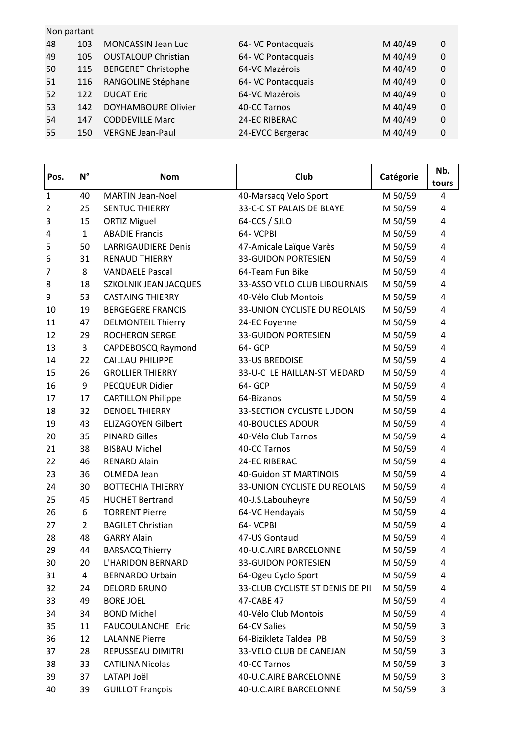Non partant

| | | | | | |
|---|---|---|---|---|---|
| 48 | 103 | MONCASSIN Jean Luc | 64- VC Pontacquais | M 40/49 | 0 |
| 49 | 105 | OUSTALOUP Christian | 64- VC Pontacquais | M 40/49 | 0 |
| 50 | 115 | BERGERET Christophe | 64-VC Mazérois | M 40/49 | 0 |
| 51 | 116 | RANGOLINE Stéphane | 64- VC Pontacquais | M 40/49 | 0 |
| 52 | 122 | DUCAT Eric | 64-VC Mazérois | M 40/49 | 0 |
| 53 | 142 | DOYHAMBOURE Olivier | 40-CC Tarnos | M 40/49 | 0 |
| 54 | 147 | CODDEVILLE Marc | 24-EC RIBERAC | M 40/49 | 0 |
| 55 | 150 | VERGNE Jean-Paul | 24-EVCC Bergerac | M 40/49 | 0 |

| Pos. | N° | Nom | Club | Catégorie | Nb. tours |
|---|---|---|---|---|---|
| 1 | 40 | MARTIN Jean-Noel | 40-Marsacq Velo Sport | M 50/59 | 4 |
| 2 | 25 | SENTUC THIERRY | 33-C-C ST PALAIS DE BLAYE | M 50/59 | 4 |
| 3 | 15 | ORTIZ Miguel | 64-CCS / SJLO | M 50/59 | 4 |
| 4 | 1 | ABADIE Francis | 64- VCPBI | M 50/59 | 4 |
| 5 | 50 | LARRIGAUDIERE Denis | 47-Amicale Laïque Varès | M 50/59 | 4 |
| 6 | 31 | RENAUD THIERRY | 33-GUIDON PORTESIEN | M 50/59 | 4 |
| 7 | 8 | VANDAELE Pascal | 64-Team Fun Bike | M 50/59 | 4 |
| 8 | 18 | SZKOLNIK JEAN JACQUES | 33-ASSO VELO CLUB LIBOURNAIS | M 50/59 | 4 |
| 9 | 53 | CASTAING THIERRY | 40-Vélo Club Montois | M 50/59 | 4 |
| 10 | 19 | BERGEGERE FRANCIS | 33-UNION CYCLISTE DU REOLAIS | M 50/59 | 4 |
| 11 | 47 | DELMONTEIL Thierry | 24-EC Foyenne | M 50/59 | 4 |
| 12 | 29 | ROCHERON SERGE | 33-GUIDON PORTESIEN | M 50/59 | 4 |
| 13 | 3 | CAPDEBOSCQ Raymond | 64- GCP | M 50/59 | 4 |
| 14 | 22 | CAILLAU PHILIPPE | 33-US BREDOISE | M 50/59 | 4 |
| 15 | 26 | GROLLIER THIERRY | 33-U-C LE HAILLAN-ST MEDARD | M 50/59 | 4 |
| 16 | 9 | PECQUEUR Didier | 64- GCP | M 50/59 | 4 |
| 17 | 17 | CARTILLON Philippe | 64-Bizanos | M 50/59 | 4 |
| 18 | 32 | DENOEL THIERRY | 33-SECTION CYCLISTE LUDON | M 50/59 | 4 |
| 19 | 43 | ELIZAGOYEN Gilbert | 40-BOUCLES ADOUR | M 50/59 | 4 |
| 20 | 35 | PINARD Gilles | 40-Vélo Club Tarnos | M 50/59 | 4 |
| 21 | 38 | BISBAU Michel | 40-CC Tarnos | M 50/59 | 4 |
| 22 | 46 | RENARD Alain | 24-EC RIBERAC | M 50/59 | 4 |
| 23 | 36 | OLMEDA Jean | 40-Guidon ST MARTINOIS | M 50/59 | 4 |
| 24 | 30 | BOTTECHIA THIERRY | 33-UNION CYCLISTE DU REOLAIS | M 50/59 | 4 |
| 25 | 45 | HUCHET Bertrand | 40-J.S.Labouheyre | M 50/59 | 4 |
| 26 | 6 | TORRENT Pierre | 64-VC Hendayais | M 50/59 | 4 |
| 27 | 2 | BAGILET Christian | 64- VCPBI | M 50/59 | 4 |
| 28 | 48 | GARRY Alain | 47-US Gontaud | M 50/59 | 4 |
| 29 | 44 | BARSACQ Thierry | 40-U.C.AIRE BARCELONNE | M 50/59 | 4 |
| 30 | 20 | L'HARIDON BERNARD | 33-GUIDON PORTESIEN | M 50/59 | 4 |
| 31 | 4 | BERNARDO Urbain | 64-Ogeu Cyclo Sport | M 50/59 | 4 |
| 32 | 24 | DELORD BRUNO | 33-CLUB CYCLISTE ST DENIS DE PIL | M 50/59 | 4 |
| 33 | 49 | BORE JOEL | 47-CABE 47 | M 50/59 | 4 |
| 34 | 34 | BOND Michel | 40-Vélo Club Montois | M 50/59 | 4 |
| 35 | 11 | FAUCOULANCHE Eric | 64-CV Salies | M 50/59 | 3 |
| 36 | 12 | LALANNE Pierre | 64-Bizikleta Taldea PB | M 50/59 | 3 |
| 37 | 28 | REPUSSEAU DIMITRI | 33-VELO CLUB DE CANEJAN | M 50/59 | 3 |
| 38 | 33 | CATILINA Nicolas | 40-CC Tarnos | M 50/59 | 3 |
| 39 | 37 | LATAPI Joël | 40-U.C.AIRE BARCELONNE | M 50/59 | 3 |
| 40 | 39 | GUILLOT François | 40-U.C.AIRE BARCELONNE | M 50/59 | 3 |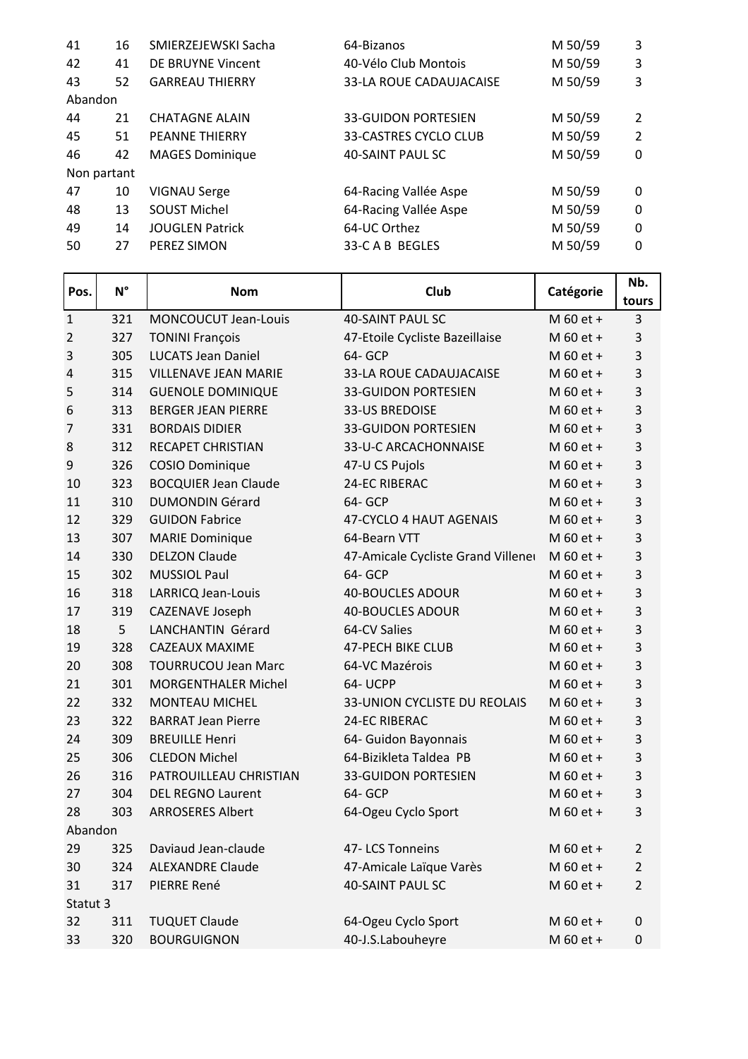| | | | | | |
|---|---|---|---|---|---|
| 41 | 16 | SMIERZEJEWSKI Sacha | 64-Bizanos | M 50/59 | 3 |
| 42 | 41 | DE BRUYNE Vincent | 40-Vélo Club Montois | M 50/59 | 3 |
| 43 | 52 | GARREAU THIERRY | 33-LA ROUE CADAUJACAISE | M 50/59 | 3 |
| Abandon | | | | | |
| 44 | 21 | CHATAGNE ALAIN | 33-GUIDON PORTESIEN | M 50/59 | 2 |
| 45 | 51 | PEANNE THIERRY | 33-CASTRES CYCLO CLUB | M 50/59 | 2 |
| 46 | 42 | MAGES Dominique | 40-SAINT PAUL SC | M 50/59 | 0 |
| Non partant | | | | | |
| 47 | 10 | VIGNAU Serge | 64-Racing Vallée Aspe | M 50/59 | 0 |
| 48 | 13 | SOUST Michel | 64-Racing Vallée Aspe | M 50/59 | 0 |
| 49 | 14 | JOUGLEN Patrick | 64-UC Orthez | M 50/59 | 0 |
| 50 | 27 | PEREZ SIMON | 33-C A B BEGLES | M 50/59 | 0 |

| Pos. | N° | Nom | Club | Catégorie | Nb. tours |
|---|---|---|---|---|---|
| 1 | 321 | MONCOUCUT Jean-Louis | 40-SAINT PAUL SC | M 60 et + | 3 |
| 2 | 327 | TONINI François | 47-Etoile Cycliste Bazeillaise | M 60 et + | 3 |
| 3 | 305 | LUCATS Jean Daniel | 64- GCP | M 60 et + | 3 |
| 4 | 315 | VILLENAVE JEAN MARIE | 33-LA ROUE CADAUJACAISE | M 60 et + | 3 |
| 5 | 314 | GUENOLE DOMINIQUE | 33-GUIDON PORTESIEN | M 60 et + | 3 |
| 6 | 313 | BERGER JEAN PIERRE | 33-US BREDOISE | M 60 et + | 3 |
| 7 | 331 | BORDAIS DIDIER | 33-GUIDON PORTESIEN | M 60 et + | 3 |
| 8 | 312 | RECAPET CHRISTIAN | 33-U-C ARCACHONNAISE | M 60 et + | 3 |
| 9 | 326 | COSIO Dominique | 47-U CS Pujols | M 60 et + | 3 |
| 10 | 323 | BOCQUIER Jean Claude | 24-EC RIBERAC | M 60 et + | 3 |
| 11 | 310 | DUMONDIN Gérard | 64- GCP | M 60 et + | 3 |
| 12 | 329 | GUIDON Fabrice | 47-CYCLO 4 HAUT AGENAIS | M 60 et + | 3 |
| 13 | 307 | MARIE Dominique | 64-Bearn VTT | M 60 et + | 3 |
| 14 | 330 | DELZON Claude | 47-Amicale Cycliste Grand Villeneı | M 60 et + | 3 |
| 15 | 302 | MUSSIOL Paul | 64- GCP | M 60 et + | 3 |
| 16 | 318 | LARRICQ Jean-Louis | 40-BOUCLES ADOUR | M 60 et + | 3 |
| 17 | 319 | CAZENAVE Joseph | 40-BOUCLES ADOUR | M 60 et + | 3 |
| 18 | 5 | LANCHANTIN Gérard | 64-CV Salies | M 60 et + | 3 |
| 19 | 328 | CAZEAUX MAXIME | 47-PECH BIKE CLUB | M 60 et + | 3 |
| 20 | 308 | TOURRUCOU Jean Marc | 64-VC Mazérois | M 60 et + | 3 |
| 21 | 301 | MORGENTHALER Michel | 64- UCPP | M 60 et + | 3 |
| 22 | 332 | MONTEAU MICHEL | 33-UNION CYCLISTE DU REOLAIS | M 60 et + | 3 |
| 23 | 322 | BARRAT Jean Pierre | 24-EC RIBERAC | M 60 et + | 3 |
| 24 | 309 | BREUILLE Henri | 64- Guidon Bayonnais | M 60 et + | 3 |
| 25 | 306 | CLEDON Michel | 64-Bizikleta Taldea PB | M 60 et + | 3 |
| 26 | 316 | PATROUILLEAU CHRISTIAN | 33-GUIDON PORTESIEN | M 60 et + | 3 |
| 27 | 304 | DEL REGNO Laurent | 64- GCP | M 60 et + | 3 |
| 28 | 303 | ARROSERES Albert | 64-Ogeu Cyclo Sport | M 60 et + | 3 |
| Abandon | | | | | |
| 29 | 325 | Daviaud Jean-claude | 47- LCS Tonneins | M 60 et + | 2 |
| 30 | 324 | ALEXANDRE Claude | 47-Amicale Laïque Varès | M 60 et + | 2 |
| 31 | 317 | PIERRE René | 40-SAINT PAUL SC | M 60 et + | 2 |
| Statut 3 | | | | | |
| 32 | 311 | TUQUET Claude | 64-Ogeu Cyclo Sport | M 60 et + | 0 |
| 33 | 320 | BOURGUIGNON | 40-J.S.Labouheyre | M 60 et + | 0 |